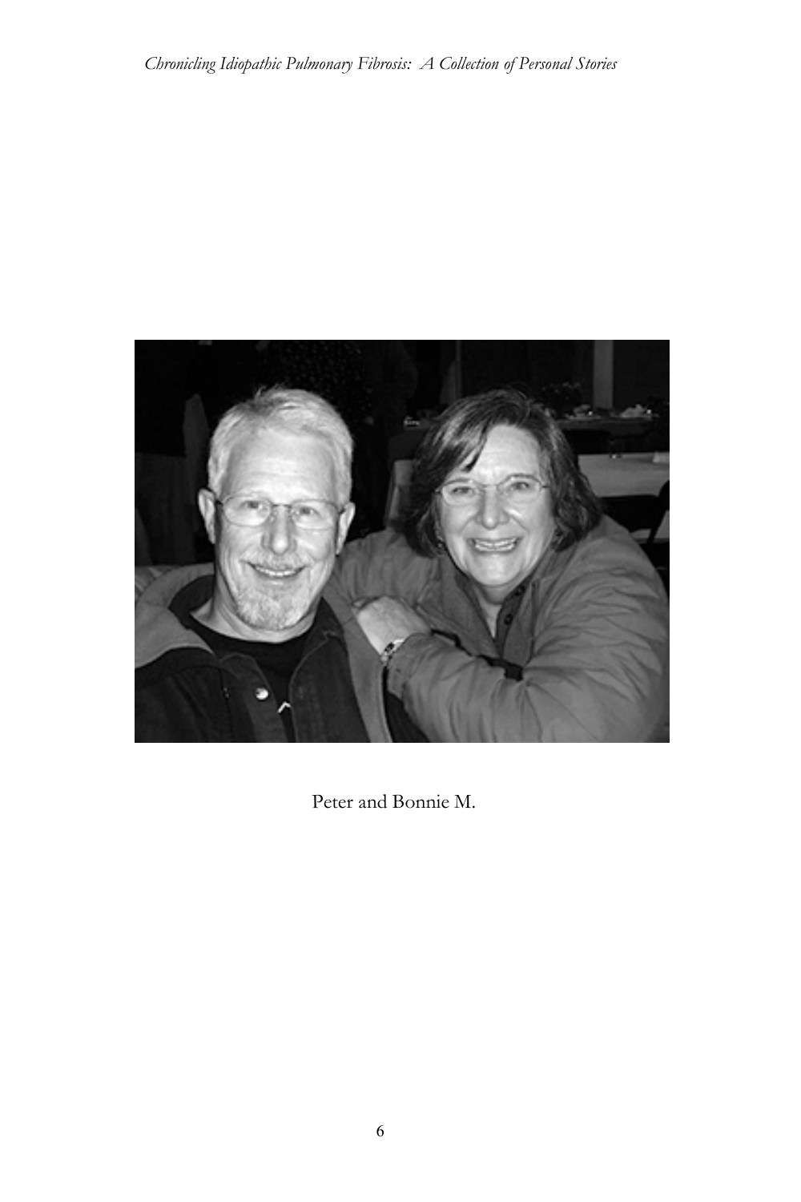Peter and Bonnie M.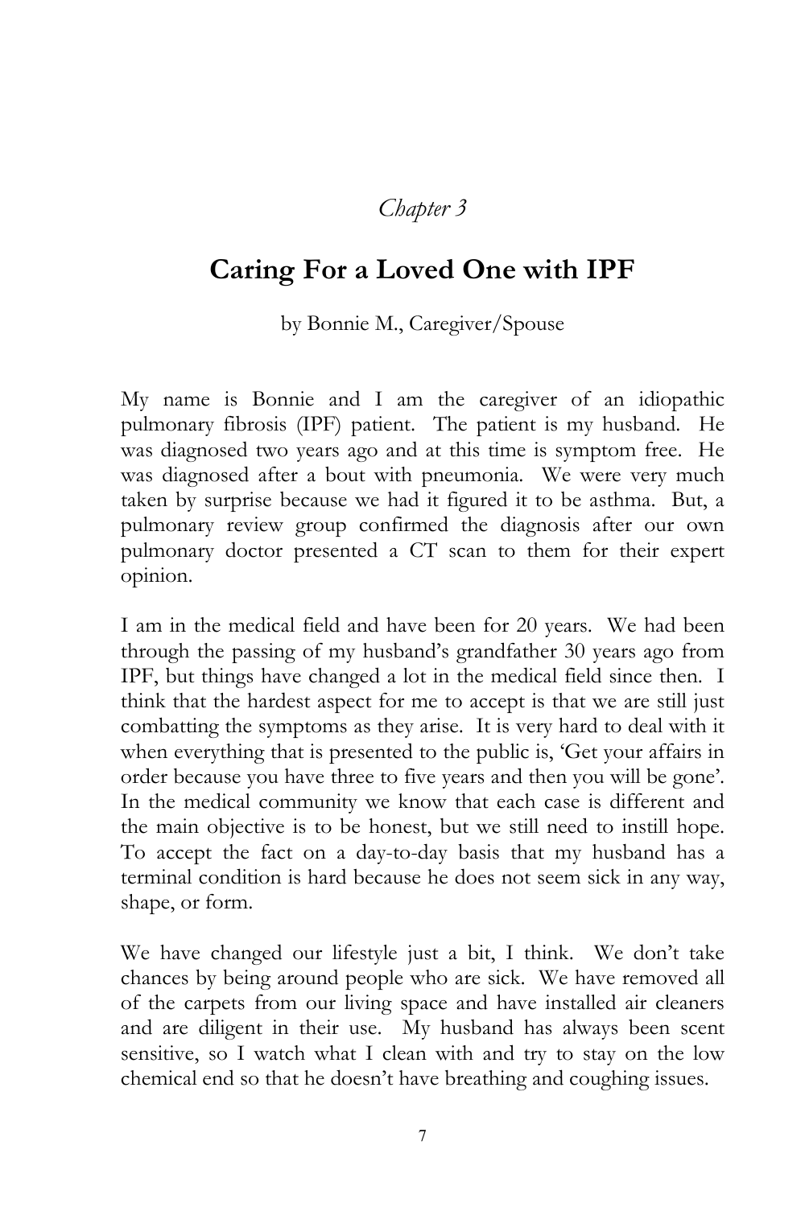*Chapter 3*

# Caring For a Loved One with IPF

by Bonnie M., Caregiver/Spouse

My name is Bonnie and I am the caregiver of an idiopathic pulmonary fibrosis (IPF) patient. The patient is my husband. He was diagnosed two years ago and at this time is symptom free. He was diagnosed after a bout with pneumonia. We were very much taken by surprise because we had it figured it to be asthma. But, a pulmonary review group confirmed the diagnosis after our own pulmonary doctor presented a CT scan to them for their expert opinion.

I am in the medical field and have been for 20 years. We had been through the passing of my husband's grandfather 30 years ago from IPF, but things have changed a lot in the medical field since then. I think that the hardest aspect for me to accept is that we are still just combatting the symptoms as they arise. It is very hard to deal with it when everything that is presented to the public is, 'Get your affairs in order because you have three to five years and then you will be gone'. In the medical community we know that each case is different and the main objective is to be honest, but we still need to instill hope. To accept the fact on a day-to-day basis that my husband has a terminal condition is hard because he does not seem sick in any way, shape, or form.

We have changed our lifestyle just a bit, I think. We don't take chances by being around people who are sick. We have removed all of the carpets from our living space and have installed air cleaners and are diligent in their use. My husband has always been scent sensitive, so I watch what I clean with and try to stay on the low chemical end so that he doesn't have breathing and coughing issues.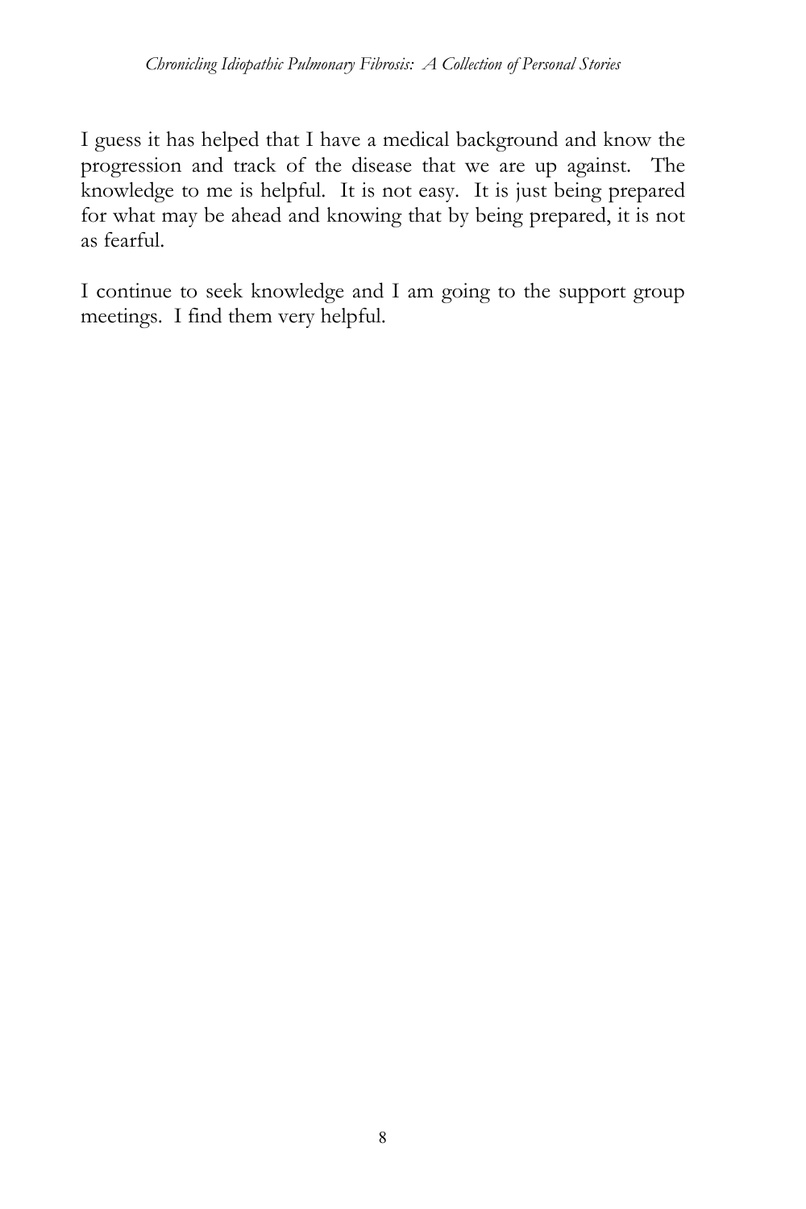I guess it has helped that I have a medical background and know the progression and track of the disease that we are up against. The knowledge to me is helpful. It is not easy. It is just being prepared for what may be ahead and knowing that by being prepared, it is not as fearful.

I continue to seek knowledge and I am going to the support group meetings. I find them very helpful.